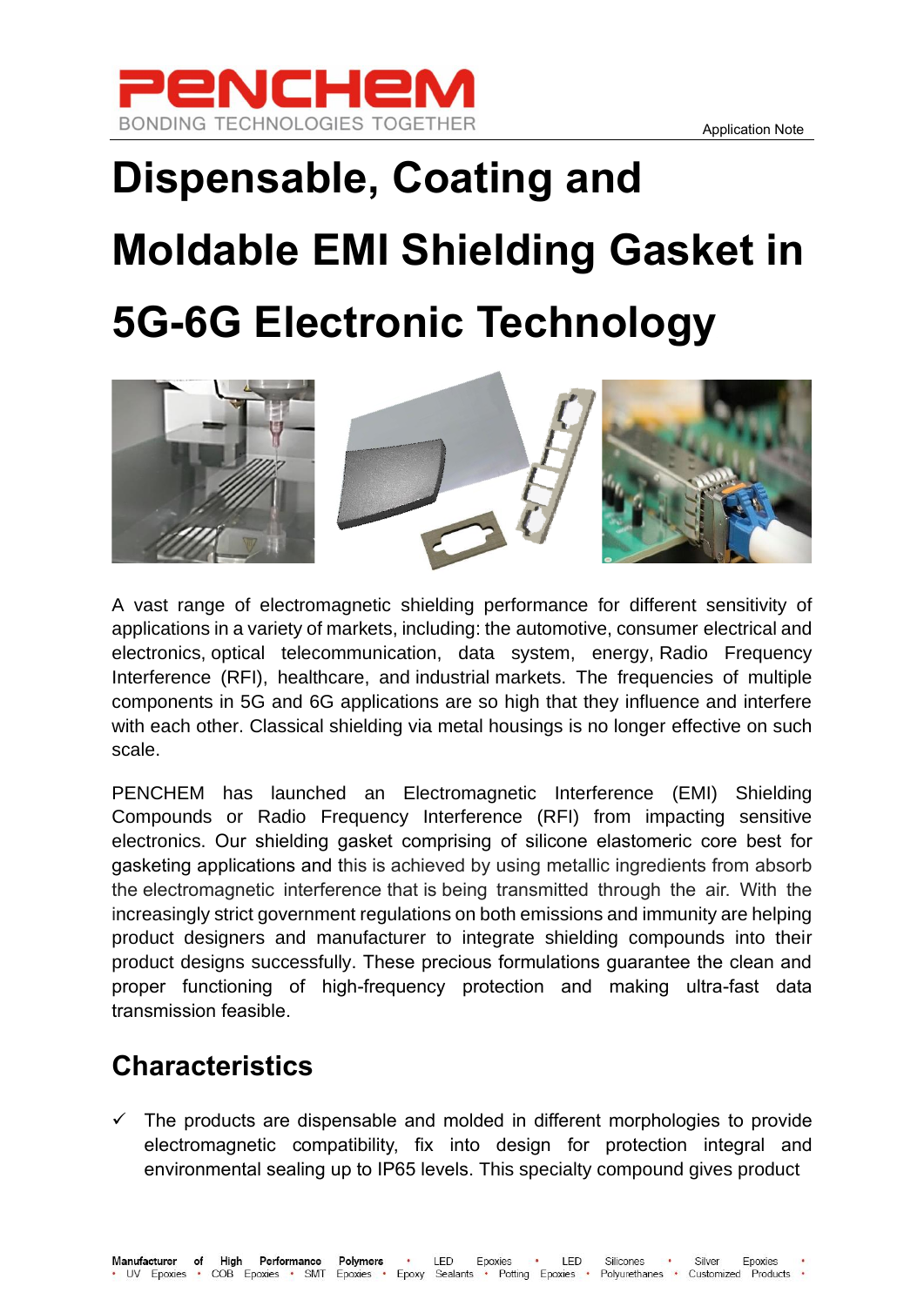# Dispensable, Coating and Moldable EMI Shielding Gasket in 5G-6G Electronic Technology

A vast range of electromagnetic shielding performance for different sensitivity of applications in a variety of markets, including: the automotive, consumer electrical and electronics, optical telecommunication, data system, energy, Radio Frequency Interference (RFI), healthcare, and industrial markets. The frequencies of multiple components in 5G and 6G applications are so high that they influence and interfere with each other. Classical shielding via metal housings is no longer effective on such scale.

PENCHEM has launched an Electromagnetic Interference (EMI) Shielding Compounds or Radio Frequency Interference (RFI) from impacting sensitive electronics. Our shielding gasket comprising of silicone elastomeric core best for gasketing applications and this is achieved by using metallic ingredients from absorb the electromagnetic interference that is being transmitted through the air. With the increasingly strict government regulations on both emissions and immunity are helping product designers and manufacturer to integrate shielding compounds into their product designs successfully. These precious formulations guarantee the clean and proper functioning of high-frequency protection and making ultra-fast data transmission feasible.

## Characteristics

- ✓ The products are dispensable and molded in different morphologies to provide electromagnetic compatibility, fix into design for protection integral and environmental sealing up to IP65 levels. This specialty compound gives product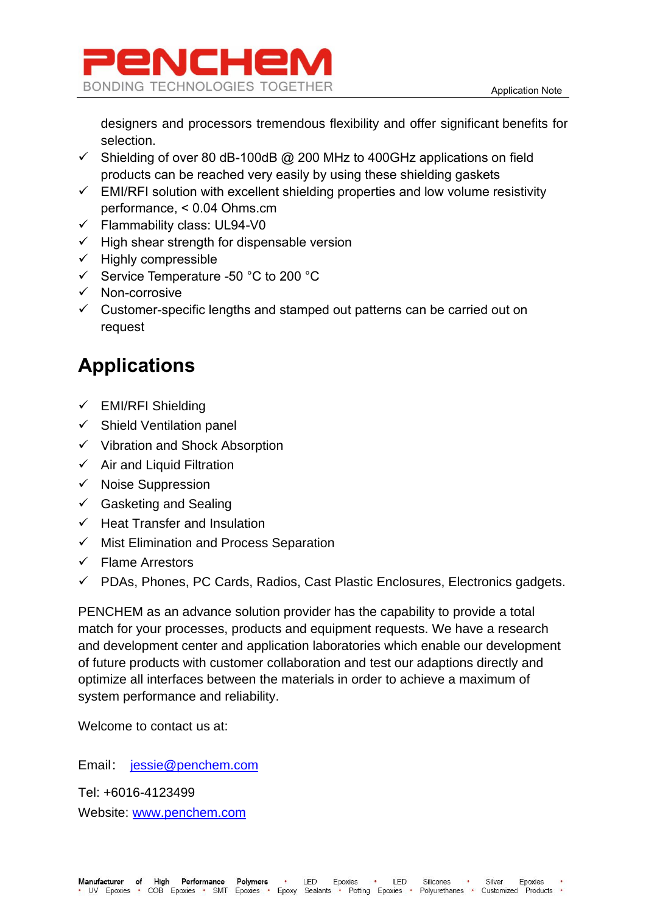designers and processors tremendous flexibility and offer significant benefits for selection.

- ✓ Shielding of over 80 dB-100dB @ 200 MHz to 400GHz applications on field products can be reached very easily by using these shielding gaskets
- ✓ EMI/RFI solution with excellent shielding properties and low volume resistivity performance, < 0.04 Ohms.cm
- ✓ Flammability class: UL94-V0
- ✓ High shear strength for dispensable version
- ✓ Highly compressible
- ✓ Service Temperature -50 °C to 200 °C
- ✓ Non-corrosive
- ✓ Customer-specific lengths and stamped out patterns can be carried out on request

## Applications

- ✓ EMI/RFI Shielding
- ✓ Shield Ventilation panel
- ✓ Vibration and Shock Absorption
- ✓ Air and Liquid Filtration
- ✓ Noise Suppression
- ✓ Gasketing and Sealing
- ✓ Heat Transfer and Insulation
- ✓ Mist Elimination and Process Separation
- ✓ Flame Arrestors
- ✓ PDAs, Phones, PC Cards, Radios, Cast Plastic Enclosures, Electronics gadgets.

PENCHEM as an advance solution provider has the capability to provide a total match for your processes, products and equipment requests. We have a research and development center and application laboratories which enable our development of future products with customer collaboration and test our adaptions directly and optimize all interfaces between the materials in order to achieve a maximum of system performance and reliability.

Welcome to contact us at:

Email：[jessie@penchem.com](mailto:jessie@penchem.com)

Tel: +6016-4123499

Website: [www.penchem.com](http://www.penchem.com)